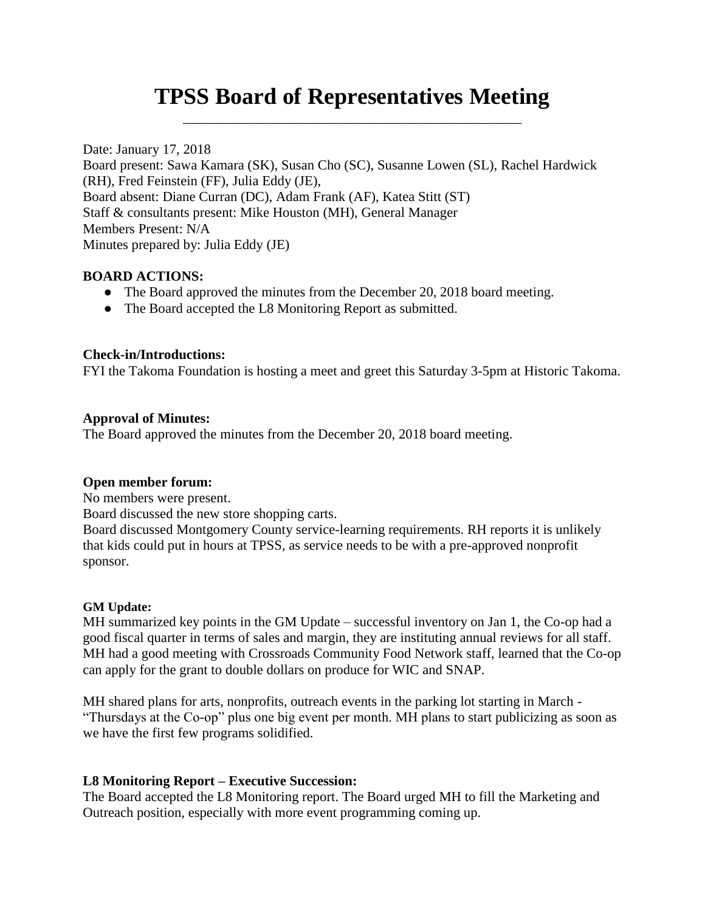# TPSS Board of Representatives Meeting

Date: January 17, 2018
Board present: Sawa Kamara (SK), Susan Cho (SC), Susanne Lowen (SL), Rachel Hardwick (RH), Fred Feinstein (FF), Julia Eddy (JE),
Board absent: Diane Curran (DC), Adam Frank (AF), Katea Stitt (ST)
Staff & consultants present: Mike Houston (MH), General Manager
Members Present: N/A
Minutes prepared by: Julia Eddy (JE)

**BOARD ACTIONS:**

- The Board approved the minutes from the December 20, 2018 board meeting.
- The Board accepted the L8 Monitoring Report as submitted.

**Check-in/Introductions:**
FYI the Takoma Foundation is hosting a meet and greet this Saturday 3-5pm at Historic Takoma.

**Approval of Minutes:**
The Board approved the minutes from the December 20, 2018 board meeting.

**Open member forum:**
No members were present.
Board discussed the new store shopping carts.
Board discussed Montgomery County service-learning requirements. RH reports it is unlikely that kids could put in hours at TPSS, as service needs to be with a pre-approved nonprofit sponsor.

**GM Update:**
MH summarized key points in the GM Update – successful inventory on Jan 1, the Co-op had a good fiscal quarter in terms of sales and margin, they are instituting annual reviews for all staff. MH had a good meeting with Crossroads Community Food Network staff, learned that the Co-op can apply for the grant to double dollars on produce for WIC and SNAP.

MH shared plans for arts, nonprofits, outreach events in the parking lot starting in March - "Thursdays at the Co-op" plus one big event per month. MH plans to start publicizing as soon as we have the first few programs solidified.

**L8 Monitoring Report – Executive Succession:**
The Board accepted the L8 Monitoring report. The Board urged MH to fill the Marketing and Outreach position, especially with more event programming coming up.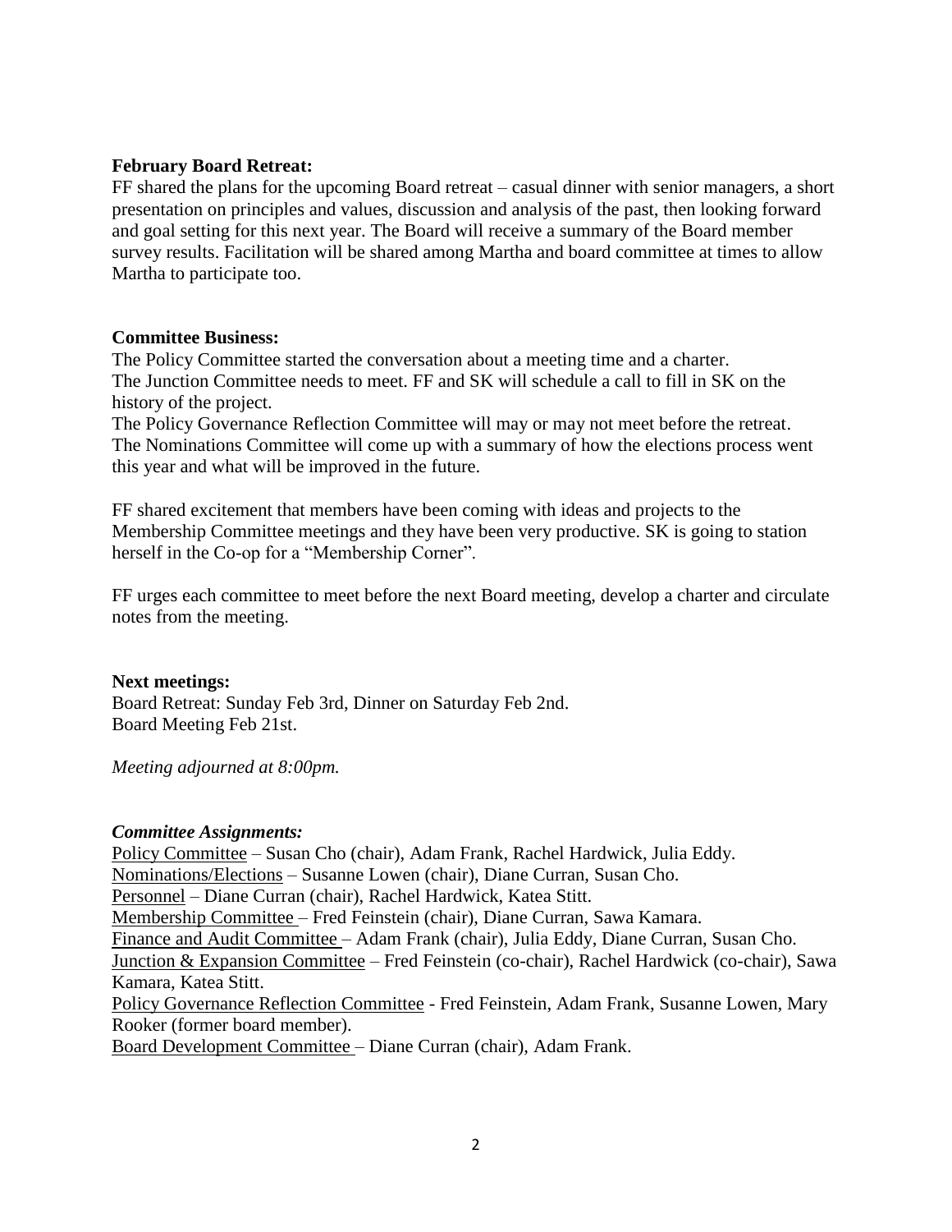**February Board Retreat:**

FF shared the plans for the upcoming Board retreat – casual dinner with senior managers, a short presentation on principles and values, discussion and analysis of the past, then looking forward and goal setting for this next year. The Board will receive a summary of the Board member survey results. Facilitation will be shared among Martha and board committee at times to allow Martha to participate too.

**Committee Business:**

The Policy Committee started the conversation about a meeting time and a charter.
The Junction Committee needs to meet. FF and SK will schedule a call to fill in SK on the history of the project.
The Policy Governance Reflection Committee will may or may not meet before the retreat.
The Nominations Committee will come up with a summary of how the elections process went this year and what will be improved in the future.

FF shared excitement that members have been coming with ideas and projects to the Membership Committee meetings and they have been very productive. SK is going to station herself in the Co-op for a "Membership Corner".

FF urges each committee to meet before the next Board meeting, develop a charter and circulate notes from the meeting.

**Next meetings:**

Board Retreat: Sunday Feb 3rd, Dinner on Saturday Feb 2nd.
Board Meeting Feb 21st.

*Meeting adjourned at 8:00pm.*

***Committee Assignments:***

<u>Policy Committee</u> – Susan Cho (chair), Adam Frank, Rachel Hardwick, Julia Eddy.
<u>Nominations/Elections</u> – Susanne Lowen (chair), Diane Curran, Susan Cho.
<u>Personnel</u> – Diane Curran (chair), Rachel Hardwick, Katea Stitt.
<u>Membership Committee</u> – Fred Feinstein (chair), Diane Curran, Sawa Kamara.
<u>Finance and Audit Committee</u> – Adam Frank (chair), Julia Eddy, Diane Curran, Susan Cho.
<u>Junction & Expansion Committee</u> – Fred Feinstein (co-chair), Rachel Hardwick (co-chair), Sawa Kamara, Katea Stitt.
<u>Policy Governance Reflection Committee</u> - Fred Feinstein, Adam Frank, Susanne Lowen, Mary Rooker (former board member).
<u>Board Development Committee</u> – Diane Curran (chair), Adam Frank.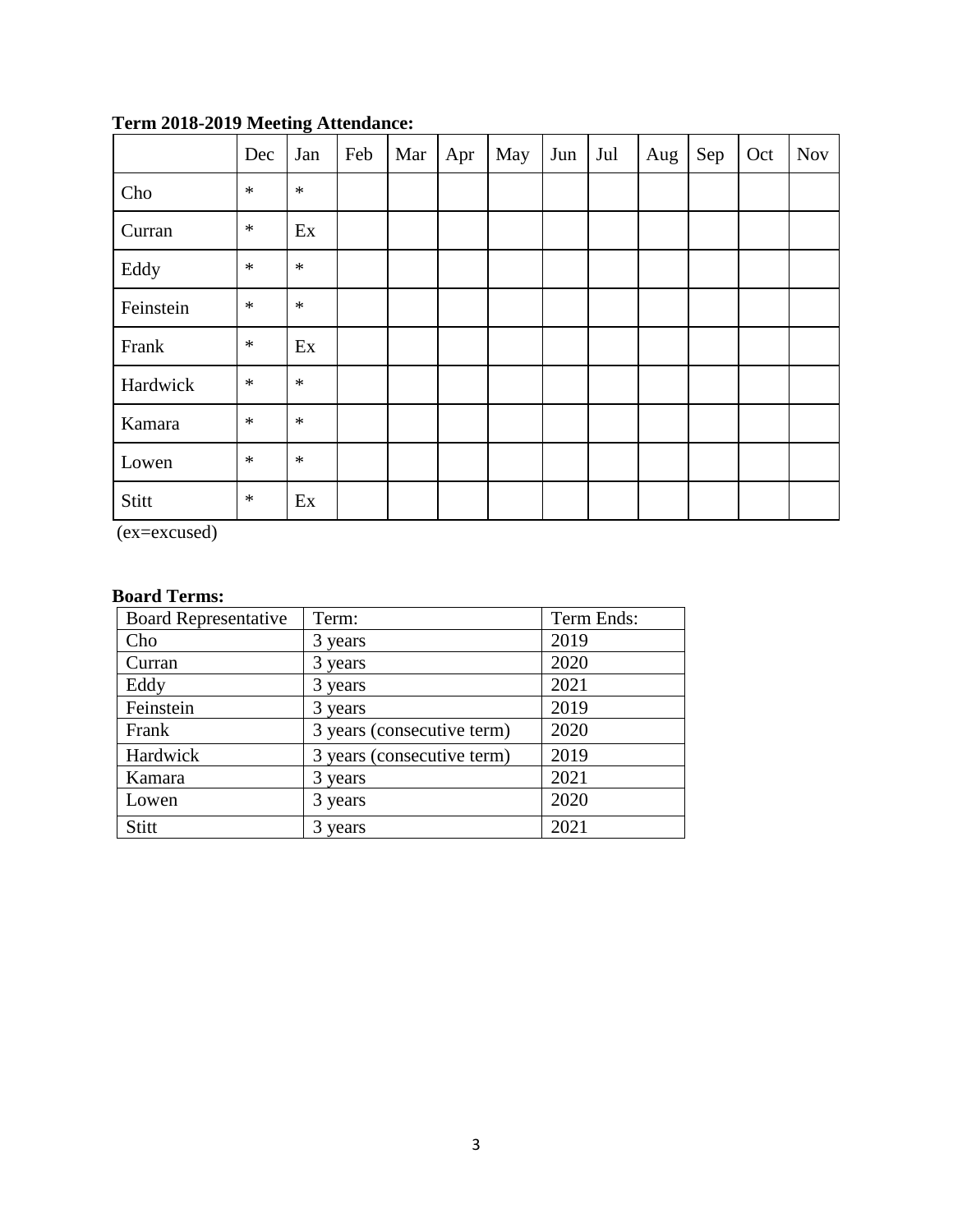**Term 2018-2019 Meeting Attendance:**

| | Dec | Jan | Feb | Mar | Apr | May | Jun | Jul | Aug | Sep | Oct | Nov |
|---|---|---|---|---|---|---|---|---|---|---|---|---|
| Cho | * | * | | | | | | | | | | |
| Curran | * | Ex | | | | | | | | | | |
| Eddy | * | * | | | | | | | | | | |
| Feinstein | * | * | | | | | | | | | | |
| Frank | * | Ex | | | | | | | | | | |
| Hardwick | * | * | | | | | | | | | | |
| Kamara | * | * | | | | | | | | | | |
| Lowen | * | * | | | | | | | | | | |
| Stitt | * | Ex | | | | | | | | | | |

(ex=excused)

**Board Terms:**

| Board Representative | Term: | Term Ends: |
|---|---|---|
| Cho | 3 years | 2019 |
| Curran | 3 years | 2020 |
| Eddy | 3 years | 2021 |
| Feinstein | 3 years | 2019 |
| Frank | 3 years (consecutive term) | 2020 |
| Hardwick | 3 years (consecutive term) | 2019 |
| Kamara | 3 years | 2021 |
| Lowen | 3 years | 2020 |
| Stitt | 3 years | 2021 |